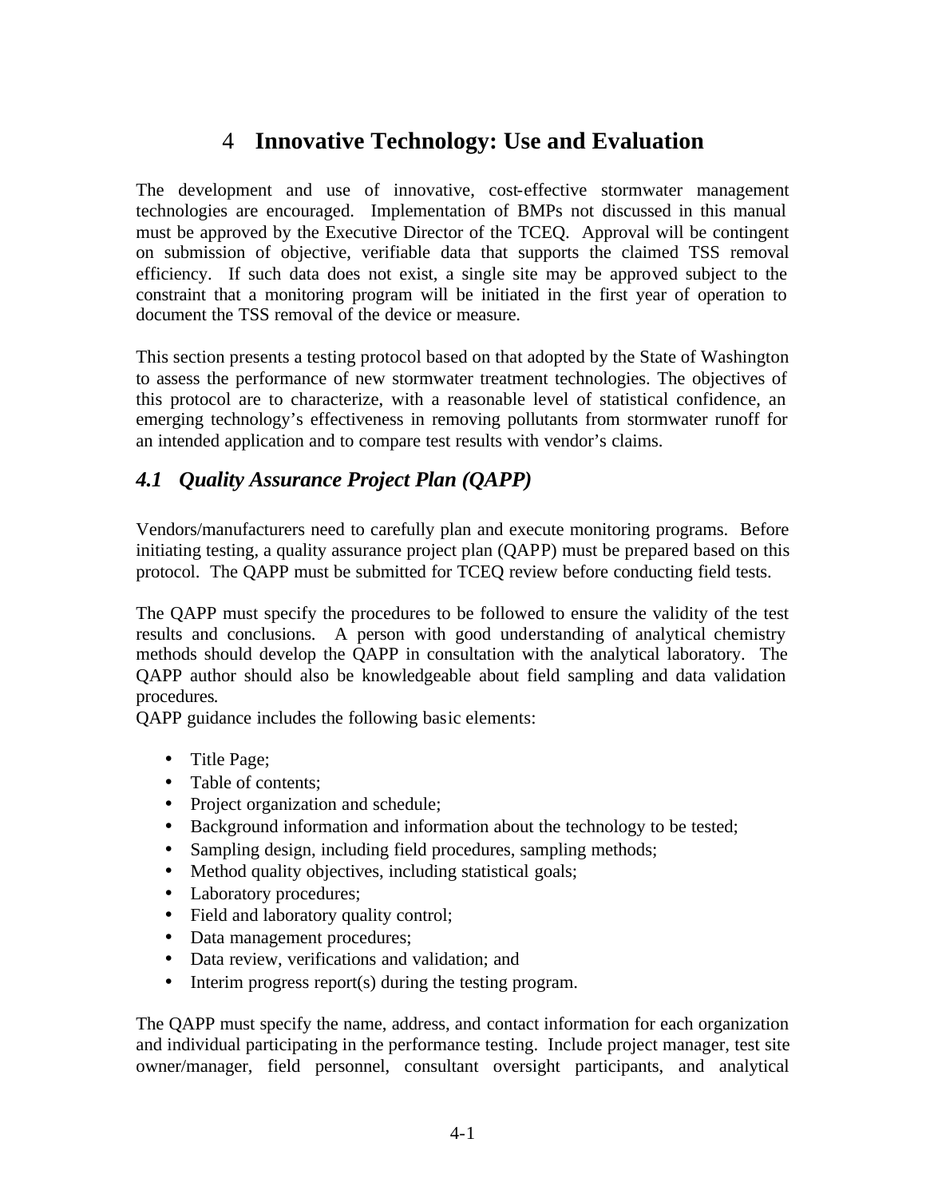# 4 Innovative Technology: Use and Evaluation

The development and use of innovative, cost-effective stormwater management technologies are encouraged. Implementation of BMPs not discussed in this manual must be approved by the Executive Director of the TCEQ. Approval will be contingent on submission of objective, verifiable data that supports the claimed TSS removal efficiency. If such data does not exist, a single site may be approved subject to the constraint that a monitoring program will be initiated in the first year of operation to document the TSS removal of the device or measure.

This section presents a testing protocol based on that adopted by the State of Washington to assess the performance of new stormwater treatment technologies. The objectives of this protocol are to characterize, with a reasonable level of statistical confidence, an emerging technology's effectiveness in removing pollutants from stormwater runoff for an intended application and to compare test results with vendor's claims.

## *4.1 Quality Assurance Project Plan (QAPP)*

Vendors/manufacturers need to carefully plan and execute monitoring programs. Before initiating testing, a quality assurance project plan (QAPP) must be prepared based on this protocol. The QAPP must be submitted for TCEQ review before conducting field tests.

The QAPP must specify the procedures to be followed to ensure the validity of the test results and conclusions. A person with good understanding of analytical chemistry methods should develop the QAPP in consultation with the analytical laboratory. The QAPP author should also be knowledgeable about field sampling and data validation procedures.

QAPP guidance includes the following basic elements:

- Title Page;
- Table of contents;
- Project organization and schedule;
- Background information and information about the technology to be tested;
- Sampling design, including field procedures, sampling methods;
- Method quality objectives, including statistical goals;
- Laboratory procedures;
- Field and laboratory quality control;
- Data management procedures;
- Data review, verifications and validation; and
- Interim progress report(s) during the testing program.

The QAPP must specify the name, address, and contact information for each organization and individual participating in the performance testing. Include project manager, test site owner/manager, field personnel, consultant oversight participants, and analytical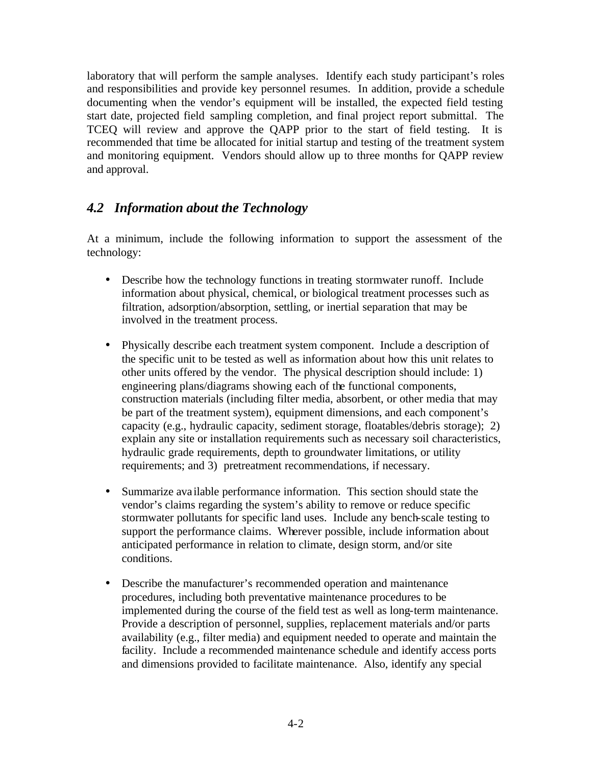laboratory that will perform the sample analyses. Identify each study participant's roles and responsibilities and provide key personnel resumes. In addition, provide a schedule documenting when the vendor's equipment will be installed, the expected field testing start date, projected field sampling completion, and final project report submittal. The TCEQ will review and approve the QAPP prior to the start of field testing. It is recommended that time be allocated for initial startup and testing of the treatment system and monitoring equipment. Vendors should allow up to three months for QAPP review and approval.

## *4.2 Information about the Technology*

At a minimum, include the following information to support the assessment of the technology:

- Describe how the technology functions in treating stormwater runoff. Include information about physical, chemical, or biological treatment processes such as filtration, adsorption/absorption, settling, or inertial separation that may be involved in the treatment process.

- Physically describe each treatment system component. Include a description of the specific unit to be tested as well as information about how this unit relates to other units offered by the vendor. The physical description should include: 1) engineering plans/diagrams showing each of the functional components, construction materials (including filter media, absorbent, or other media that may be part of the treatment system), equipment dimensions, and each component's capacity (e.g., hydraulic capacity, sediment storage, floatables/debris storage); 2) explain any site or installation requirements such as necessary soil characteristics, hydraulic grade requirements, depth to groundwater limitations, or utility requirements; and 3) pretreatment recommendations, if necessary.

- Summarize available performance information. This section should state the vendor's claims regarding the system's ability to remove or reduce specific stormwater pollutants for specific land uses. Include any bench-scale testing to support the performance claims. Wherever possible, include information about anticipated performance in relation to climate, design storm, and/or site conditions.

- Describe the manufacturer's recommended operation and maintenance procedures, including both preventative maintenance procedures to be implemented during the course of the field test as well as long-term maintenance. Provide a description of personnel, supplies, replacement materials and/or parts availability (e.g., filter media) and equipment needed to operate and maintain the facility. Include a recommended maintenance schedule and identify access ports and dimensions provided to facilitate maintenance. Also, identify any special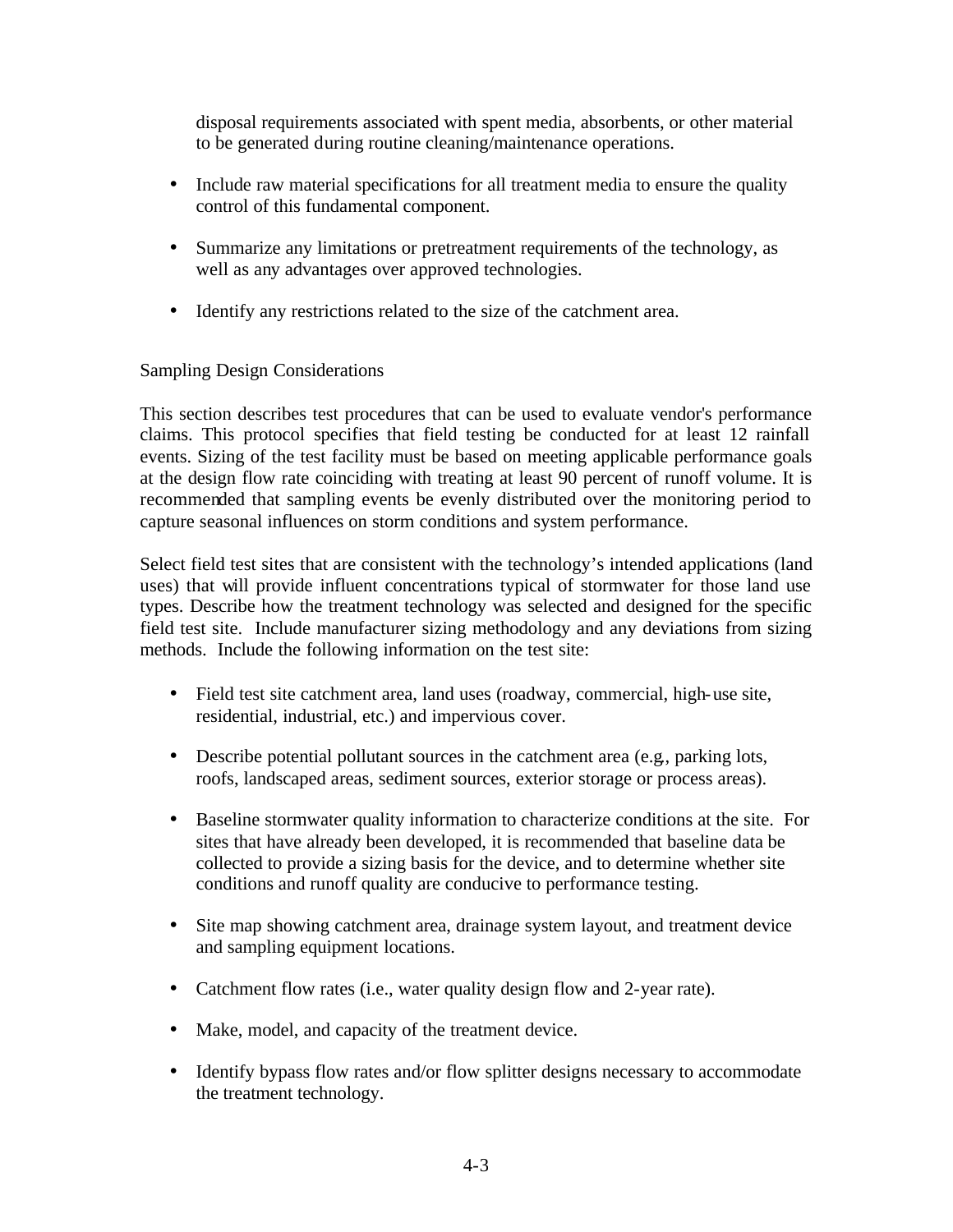disposal requirements associated with spent media, absorbents, or other material to be generated during routine cleaning/maintenance operations.

- Include raw material specifications for all treatment media to ensure the quality control of this fundamental component.
- Summarize any limitations or pretreatment requirements of the technology, as well as any advantages over approved technologies.
- Identify any restrictions related to the size of the catchment area.

## Sampling Design Considerations

This section describes test procedures that can be used to evaluate vendor's performance claims. This protocol specifies that field testing be conducted for at least 12 rainfall events. Sizing of the test facility must be based on meeting applicable performance goals at the design flow rate coinciding with treating at least 90 percent of runoff volume. It is recommended that sampling events be evenly distributed over the monitoring period to capture seasonal influences on storm conditions and system performance.

Select field test sites that are consistent with the technology's intended applications (land uses) that will provide influent concentrations typical of stormwater for those land use types. Describe how the treatment technology was selected and designed for the specific field test site. Include manufacturer sizing methodology and any deviations from sizing methods. Include the following information on the test site:

- Field test site catchment area, land uses (roadway, commercial, high-use site, residential, industrial, etc.) and impervious cover.
- Describe potential pollutant sources in the catchment area (e.g., parking lots, roofs, landscaped areas, sediment sources, exterior storage or process areas).
- Baseline stormwater quality information to characterize conditions at the site. For sites that have already been developed, it is recommended that baseline data be collected to provide a sizing basis for the device, and to determine whether site conditions and runoff quality are conducive to performance testing.
- Site map showing catchment area, drainage system layout, and treatment device and sampling equipment locations.
- Catchment flow rates (i.e., water quality design flow and 2-year rate).
- Make, model, and capacity of the treatment device.
- Identify bypass flow rates and/or flow splitter designs necessary to accommodate the treatment technology.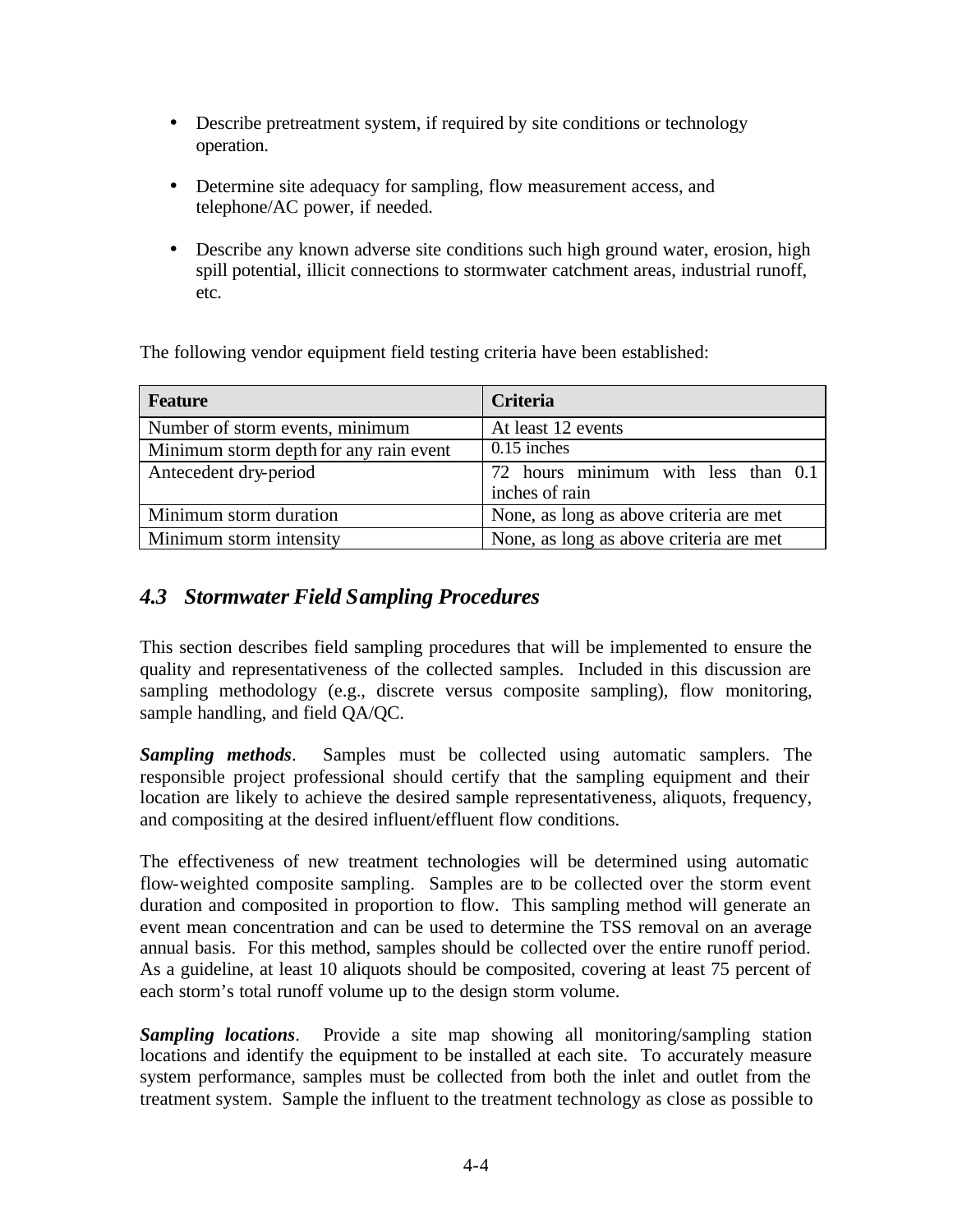- Describe pretreatment system, if required by site conditions or technology operation.

- Determine site adequacy for sampling, flow measurement access, and telephone/AC power, if needed.

- Describe any known adverse site conditions such high ground water, erosion, high spill potential, illicit connections to stormwater catchment areas, industrial runoff, etc.

The following vendor equipment field testing criteria have been established:

| Feature | Criteria |
|---|---|
| Number of storm events, minimum | At least 12 events |
| Minimum storm depth for any rain event | 0.15 inches |
| Antecedent dry-period | 72 hours minimum with less than 0.1 inches of rain |
| Minimum storm duration | None, as long as above criteria are met |
| Minimum storm intensity | None, as long as above criteria are met |

## *4.3 Stormwater Field Sampling Procedures*

This section describes field sampling procedures that will be implemented to ensure the quality and representativeness of the collected samples. Included in this discussion are sampling methodology (e.g., discrete versus composite sampling), flow monitoring, sample handling, and field QA/QC.

***Sampling methods***. Samples must be collected using automatic samplers. The responsible project professional should certify that the sampling equipment and their location are likely to achieve the desired sample representativeness, aliquots, frequency, and compositing at the desired influent/effluent flow conditions.

The effectiveness of new treatment technologies will be determined using automatic flow-weighted composite sampling. Samples are to be collected over the storm event duration and composited in proportion to flow. This sampling method will generate an event mean concentration and can be used to determine the TSS removal on an average annual basis. For this method, samples should be collected over the entire runoff period. As a guideline, at least 10 aliquots should be composited, covering at least 75 percent of each storm's total runoff volume up to the design storm volume.

***Sampling locations***. Provide a site map showing all monitoring/sampling station locations and identify the equipment to be installed at each site. To accurately measure system performance, samples must be collected from both the inlet and outlet from the treatment system. Sample the influent to the treatment technology as close as possible to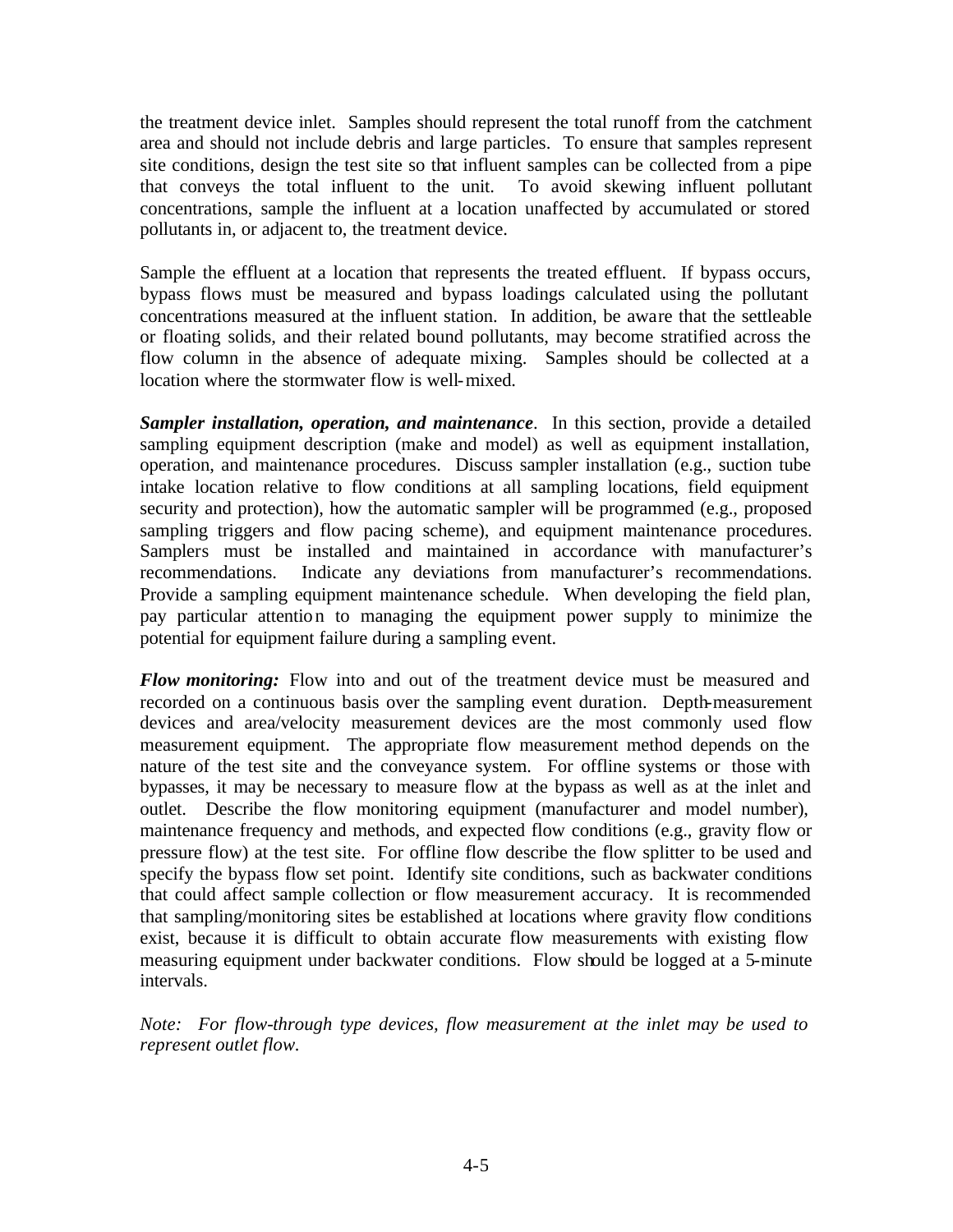the treatment device inlet. Samples should represent the total runoff from the catchment area and should not include debris and large particles. To ensure that samples represent site conditions, design the test site so that influent samples can be collected from a pipe that conveys the total influent to the unit. To avoid skewing influent pollutant concentrations, sample the influent at a location unaffected by accumulated or stored pollutants in, or adjacent to, the treatment device.

Sample the effluent at a location that represents the treated effluent. If bypass occurs, bypass flows must be measured and bypass loadings calculated using the pollutant concentrations measured at the influent station. In addition, be aware that the settleable or floating solids, and their related bound pollutants, may become stratified across the flow column in the absence of adequate mixing. Samples should be collected at a location where the stormwater flow is well-mixed.

***Sampler installation, operation, and maintenance***. In this section, provide a detailed sampling equipment description (make and model) as well as equipment installation, operation, and maintenance procedures. Discuss sampler installation (e.g., suction tube intake location relative to flow conditions at all sampling locations, field equipment security and protection), how the automatic sampler will be programmed (e.g., proposed sampling triggers and flow pacing scheme), and equipment maintenance procedures. Samplers must be installed and maintained in accordance with manufacturer's recommendations. Indicate any deviations from manufacturer's recommendations. Provide a sampling equipment maintenance schedule. When developing the field plan, pay particular attention to managing the equipment power supply to minimize the potential for equipment failure during a sampling event.

***Flow monitoring:*** Flow into and out of the treatment device must be measured and recorded on a continuous basis over the sampling event duration. Depth-measurement devices and area/velocity measurement devices are the most commonly used flow measurement equipment. The appropriate flow measurement method depends on the nature of the test site and the conveyance system. For offline systems or those with bypasses, it may be necessary to measure flow at the bypass as well as at the inlet and outlet. Describe the flow monitoring equipment (manufacturer and model number), maintenance frequency and methods, and expected flow conditions (e.g., gravity flow or pressure flow) at the test site. For offline flow describe the flow splitter to be used and specify the bypass flow set point. Identify site conditions, such as backwater conditions that could affect sample collection or flow measurement accuracy. It is recommended that sampling/monitoring sites be established at locations where gravity flow conditions exist, because it is difficult to obtain accurate flow measurements with existing flow measuring equipment under backwater conditions. Flow should be logged at a 5-minute intervals.

*Note: For flow-through type devices, flow measurement at the inlet may be used to represent outlet flow.*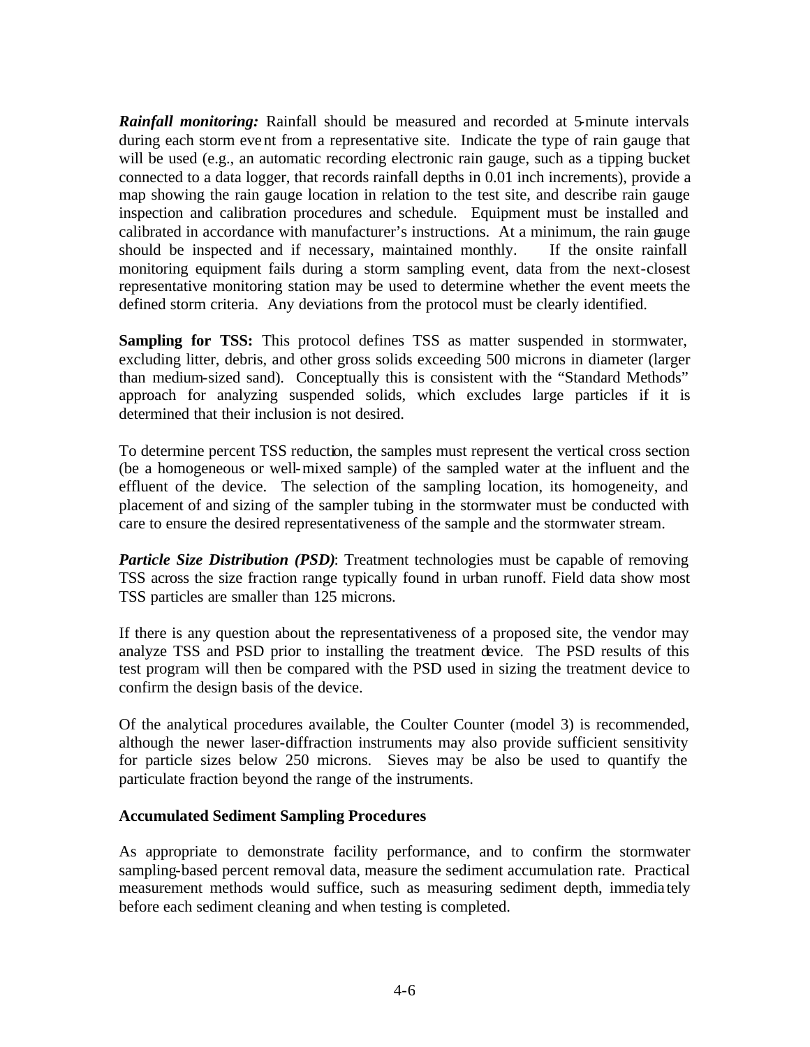***Rainfall monitoring:*** Rainfall should be measured and recorded at 5-minute intervals during each storm event from a representative site. Indicate the type of rain gauge that will be used (e.g., an automatic recording electronic rain gauge, such as a tipping bucket connected to a data logger, that records rainfall depths in 0.01 inch increments), provide a map showing the rain gauge location in relation to the test site, and describe rain gauge inspection and calibration procedures and schedule. Equipment must be installed and calibrated in accordance with manufacturer's instructions. At a minimum, the rain gauge should be inspected and if necessary, maintained monthly. If the onsite rainfall monitoring equipment fails during a storm sampling event, data from the next-closest representative monitoring station may be used to determine whether the event meets the defined storm criteria. Any deviations from the protocol must be clearly identified.

**Sampling for TSS:** This protocol defines TSS as matter suspended in stormwater, excluding litter, debris, and other gross solids exceeding 500 microns in diameter (larger than medium-sized sand). Conceptually this is consistent with the "Standard Methods" approach for analyzing suspended solids, which excludes large particles if it is determined that their inclusion is not desired.

To determine percent TSS reduction, the samples must represent the vertical cross section (be a homogeneous or well-mixed sample) of the sampled water at the influent and the effluent of the device. The selection of the sampling location, its homogeneity, and placement of and sizing of the sampler tubing in the stormwater must be conducted with care to ensure the desired representativeness of the sample and the stormwater stream.

***Particle Size Distribution (PSD)***: Treatment technologies must be capable of removing TSS across the size fraction range typically found in urban runoff. Field data show most TSS particles are smaller than 125 microns.

If there is any question about the representativeness of a proposed site, the vendor may analyze TSS and PSD prior to installing the treatment device. The PSD results of this test program will then be compared with the PSD used in sizing the treatment device to confirm the design basis of the device.

Of the analytical procedures available, the Coulter Counter (model 3) is recommended, although the newer laser-diffraction instruments may also provide sufficient sensitivity for particle sizes below 250 microns. Sieves may be also be used to quantify the particulate fraction beyond the range of the instruments.

**Accumulated Sediment Sampling Procedures**

As appropriate to demonstrate facility performance, and to confirm the stormwater sampling-based percent removal data, measure the sediment accumulation rate. Practical measurement methods would suffice, such as measuring sediment depth, immediately before each sediment cleaning and when testing is completed.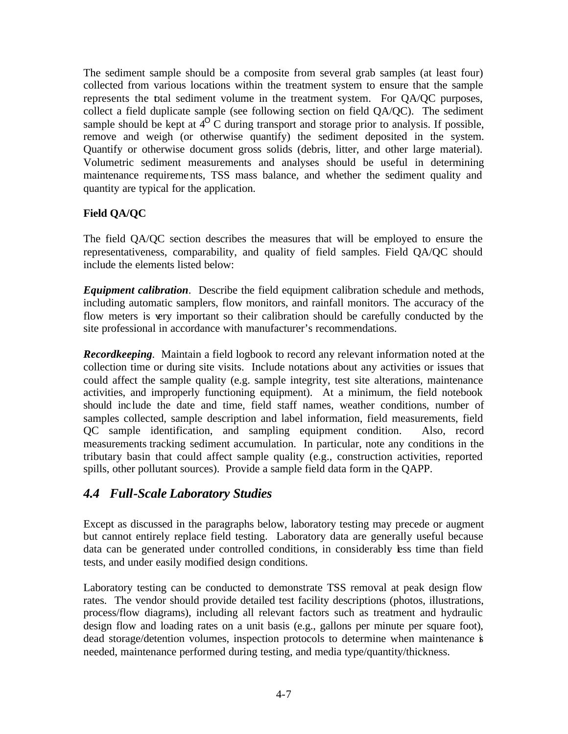The sediment sample should be a composite from several grab samples (at least four) collected from various locations within the treatment system to ensure that the sample represents the total sediment volume in the treatment system. For QA/QC purposes, collect a field duplicate sample (see following section on field QA/QC). The sediment sample should be kept at $4^{O}$ C during transport and storage prior to analysis. If possible, remove and weigh (or otherwise quantify) the sediment deposited in the system. Quantify or otherwise document gross solids (debris, litter, and other large material). Volumetric sediment measurements and analyses should be useful in determining maintenance requirements, TSS mass balance, and whether the sediment quality and quantity are typical for the application.

**Field QA/QC**

The field QA/QC section describes the measures that will be employed to ensure the representativeness, comparability, and quality of field samples. Field QA/QC should include the elements listed below:

***Equipment calibration***. Describe the field equipment calibration schedule and methods, including automatic samplers, flow monitors, and rainfall monitors. The accuracy of the flow meters is very important so their calibration should be carefully conducted by the site professional in accordance with manufacturer's recommendations.

***Recordkeeping***. Maintain a field logbook to record any relevant information noted at the collection time or during site visits. Include notations about any activities or issues that could affect the sample quality (e.g. sample integrity, test site alterations, maintenance activities, and improperly functioning equipment). At a minimum, the field notebook should include the date and time, field staff names, weather conditions, number of samples collected, sample description and label information, field measurements, field QC sample identification, and sampling equipment condition. Also, record measurements tracking sediment accumulation. In particular, note any conditions in the tributary basin that could affect sample quality (e.g., construction activities, reported spills, other pollutant sources). Provide a sample field data form in the QAPP.

## *4.4 Full-Scale Laboratory Studies*

Except as discussed in the paragraphs below, laboratory testing may precede or augment but cannot entirely replace field testing. Laboratory data are generally useful because data can be generated under controlled conditions, in considerably less time than field tests, and under easily modified design conditions.

Laboratory testing can be conducted to demonstrate TSS removal at peak design flow rates. The vendor should provide detailed test facility descriptions (photos, illustrations, process/flow diagrams), including all relevant factors such as treatment and hydraulic design flow and loading rates on a unit basis (e.g., gallons per minute per square foot), dead storage/detention volumes, inspection protocols to determine when maintenance is needed, maintenance performed during testing, and media type/quantity/thickness.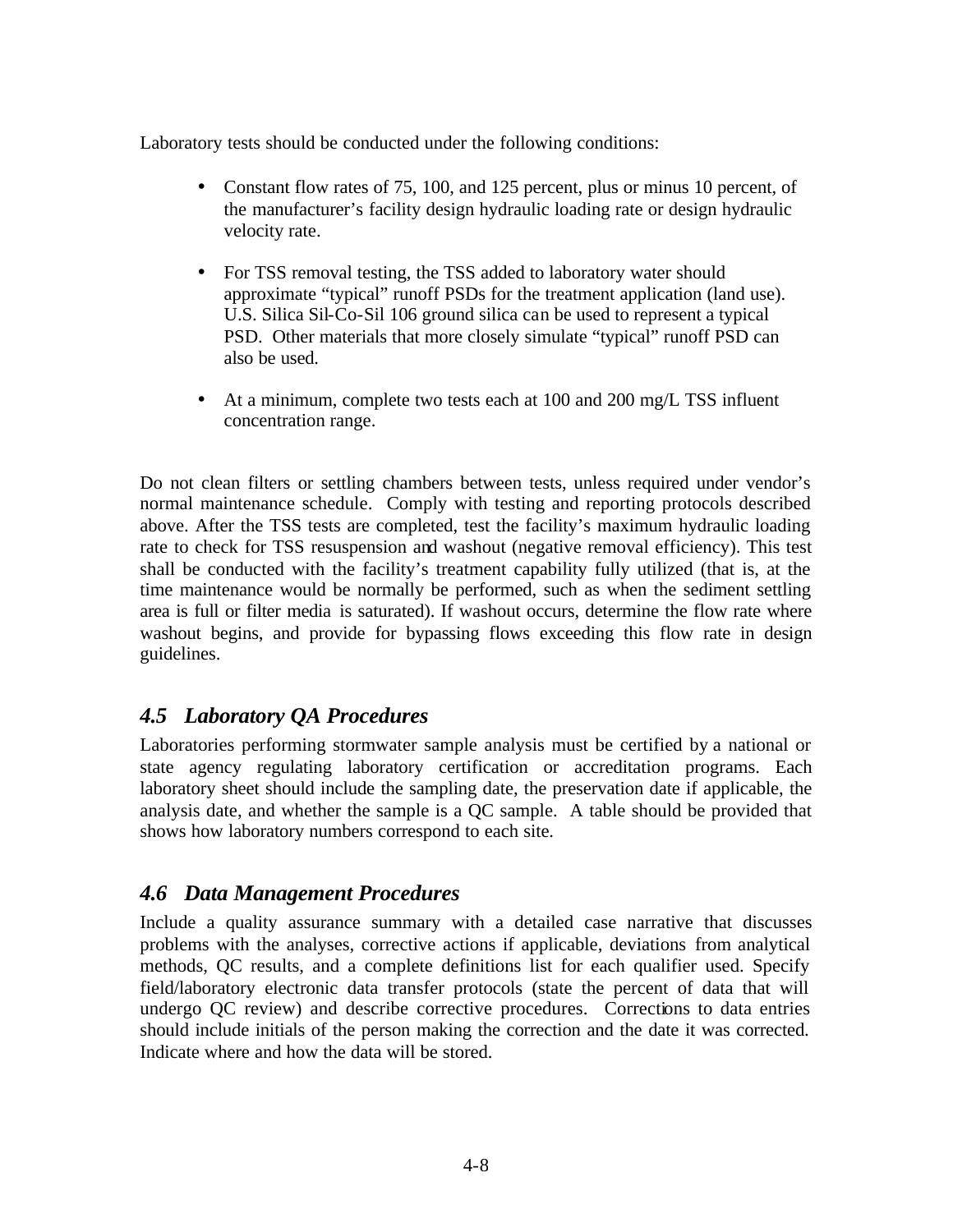Laboratory tests should be conducted under the following conditions:

- Constant flow rates of 75, 100, and 125 percent, plus or minus 10 percent, of the manufacturer's facility design hydraulic loading rate or design hydraulic velocity rate.
- For TSS removal testing, the TSS added to laboratory water should approximate "typical" runoff PSDs for the treatment application (land use). U.S. Silica Sil-Co-Sil 106 ground silica can be used to represent a typical PSD. Other materials that more closely simulate "typical" runoff PSD can also be used.
- At a minimum, complete two tests each at 100 and 200 mg/L TSS influent concentration range.

Do not clean filters or settling chambers between tests, unless required under vendor's normal maintenance schedule. Comply with testing and reporting protocols described above. After the TSS tests are completed, test the facility's maximum hydraulic loading rate to check for TSS resuspension and washout (negative removal efficiency). This test shall be conducted with the facility's treatment capability fully utilized (that is, at the time maintenance would be normally be performed, such as when the sediment settling area is full or filter media is saturated). If washout occurs, determine the flow rate where washout begins, and provide for bypassing flows exceeding this flow rate in design guidelines.

### *4.5 Laboratory QA Procedures*

Laboratories performing stormwater sample analysis must be certified by a national or state agency regulating laboratory certification or accreditation programs. Each laboratory sheet should include the sampling date, the preservation date if applicable, the analysis date, and whether the sample is a QC sample. A table should be provided that shows how laboratory numbers correspond to each site.

### *4.6 Data Management Procedures*

Include a quality assurance summary with a detailed case narrative that discusses problems with the analyses, corrective actions if applicable, deviations from analytical methods, QC results, and a complete definitions list for each qualifier used. Specify field/laboratory electronic data transfer protocols (state the percent of data that will undergo QC review) and describe corrective procedures. Corrections to data entries should include initials of the person making the correction and the date it was corrected. Indicate where and how the data will be stored.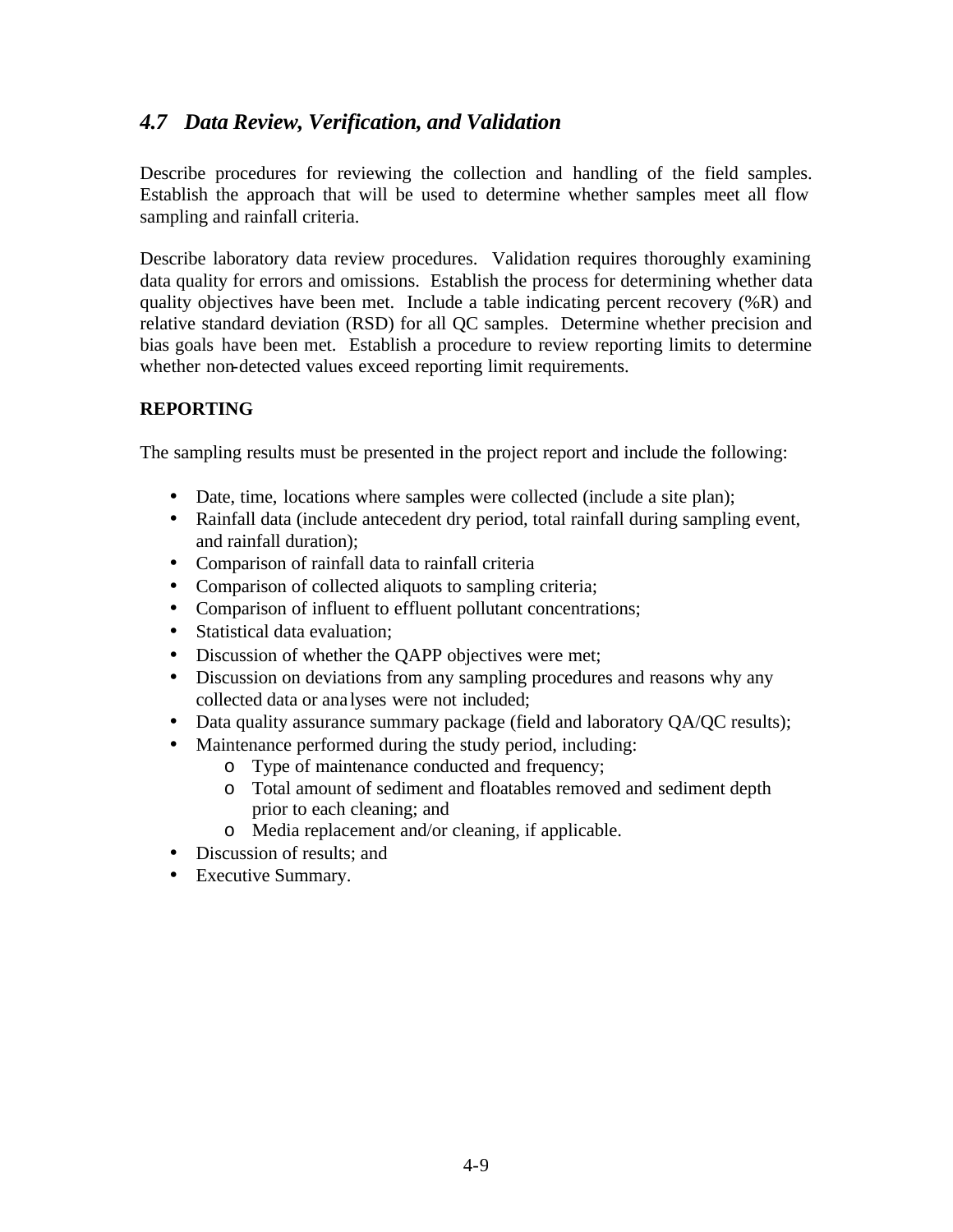## *4.7 Data Review, Verification, and Validation*

Describe procedures for reviewing the collection and handling of the field samples. Establish the approach that will be used to determine whether samples meet all flow sampling and rainfall criteria.

Describe laboratory data review procedures. Validation requires thoroughly examining data quality for errors and omissions. Establish the process for determining whether data quality objectives have been met. Include a table indicating percent recovery (%R) and relative standard deviation (RSD) for all QC samples. Determine whether precision and bias goals have been met. Establish a procedure to review reporting limits to determine whether non-detected values exceed reporting limit requirements.

**REPORTING**

The sampling results must be presented in the project report and include the following:

- Date, time, locations where samples were collected (include a site plan);
- Rainfall data (include antecedent dry period, total rainfall during sampling event, and rainfall duration);
- Comparison of rainfall data to rainfall criteria
- Comparison of collected aliquots to sampling criteria;
- Comparison of influent to effluent pollutant concentrations;
- Statistical data evaluation;
- Discussion of whether the QAPP objectives were met;
- Discussion on deviations from any sampling procedures and reasons why any collected data or analyses were not included;
- Data quality assurance summary package (field and laboratory QA/QC results);
- Maintenance performed during the study period, including:
  - Type of maintenance conducted and frequency;
  - Total amount of sediment and floatables removed and sediment depth prior to each cleaning; and
  - Media replacement and/or cleaning, if applicable.
- Discussion of results; and
- Executive Summary.